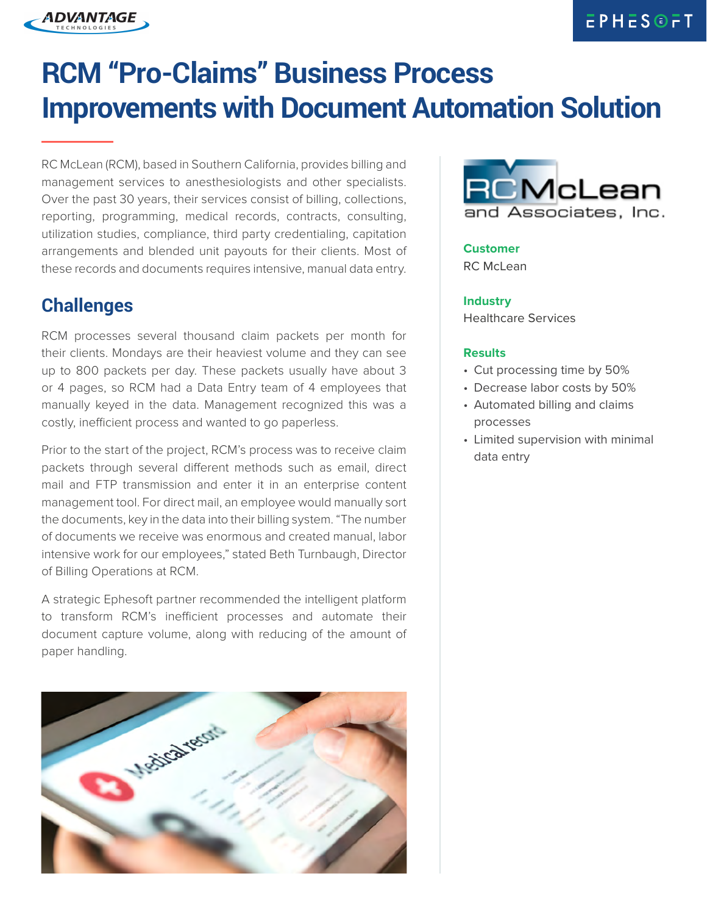# RCM "Pro-Claims" Business Process Improvements with Document Automation Solution

RC McLean (RCM), based in Southern California, provides billing and management services to anesthesiologists and other specialists. Over the past 30 years, their services consist of billing, collections, reporting, programming, medical records, contracts, consulting, utilization studies, compliance, third party credentialing, capitation arrangements and blended unit payouts for their clients. Most of these records and documents requires intensive, manual data entry.

## Challenges

RCM processes several thousand claim packets per month for their clients. Mondays are their heaviest volume and they can see up to 800 packets per day. These packets usually have about 3 or 4 pages, so RCM had a Data Entry team of 4 employees that manually keyed in the data. Management recognized this was a costly, inefficient process and wanted to go paperless.

Prior to the start of the project, RCM's process was to receive claim packets through several different methods such as email, direct mail and FTP transmission and enter it in an enterprise content management tool. For direct mail, an employee would manually sort the documents, key in the data into their billing system. "The number of documents we receive was enormous and created manual, labor intensive work for our employees," stated Beth Turnbaugh, Director of Billing Operations at RCM.

A strategic Ephesoft partner recommended the intelligent platform to transform RCM's inefficient processes and automate their document capture volume, along with reducing of the amount of paper handling.

**Customer**
RC McLean

**Industry**
Healthcare Services

**Results**

- Cut processing time by 50%
- Decrease labor costs by 50%
- Automated billing and claims processes
- Limited supervision with minimal data entry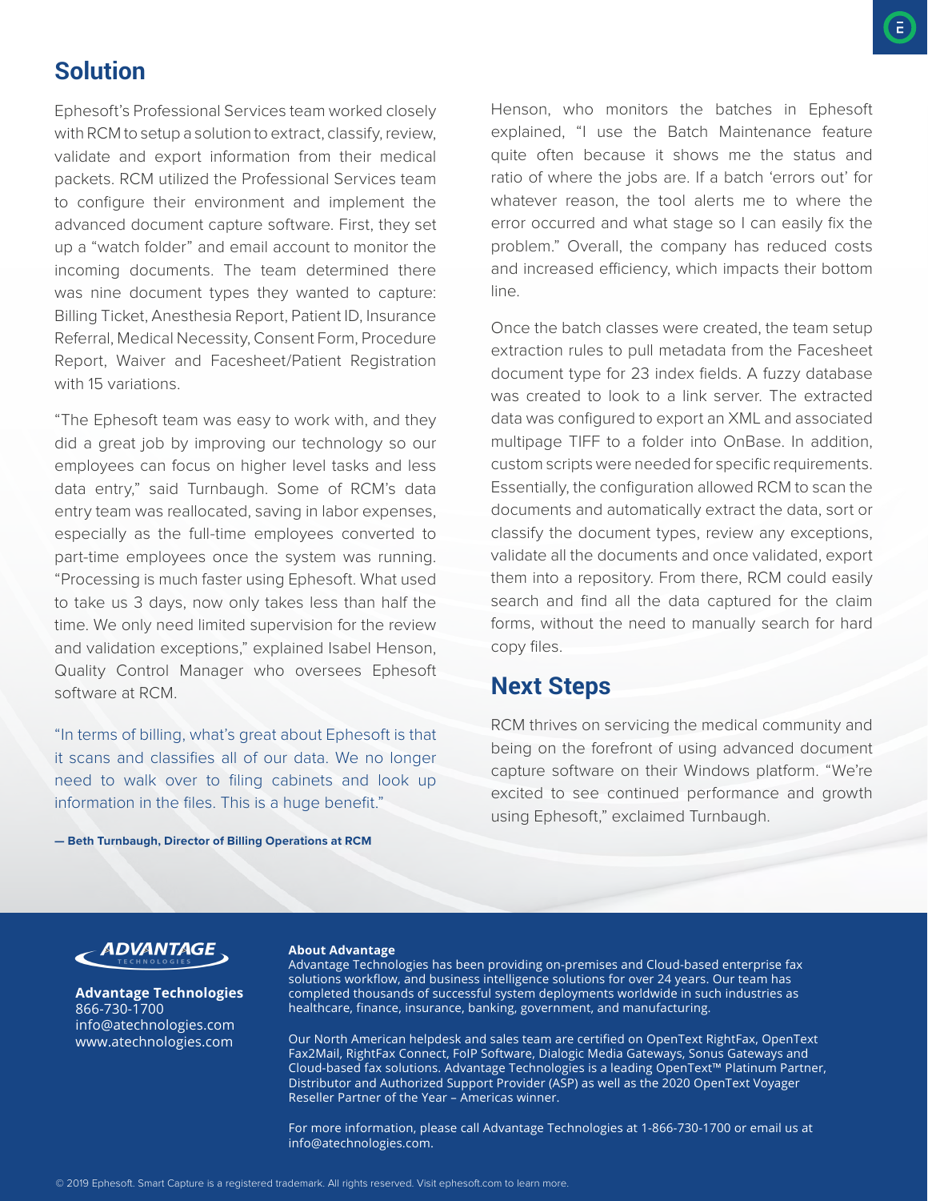## Solution

Ephesoft's Professional Services team worked closely with RCM to setup a solution to extract, classify, review, validate and export information from their medical packets. RCM utilized the Professional Services team to configure their environment and implement the advanced document capture software. First, they set up a "watch folder" and email account to monitor the incoming documents. The team determined there was nine document types they wanted to capture: Billing Ticket, Anesthesia Report, Patient ID, Insurance Referral, Medical Necessity, Consent Form, Procedure Report, Waiver and Facesheet/Patient Registration with 15 variations.

"The Ephesoft team was easy to work with, and they did a great job by improving our technology so our employees can focus on higher level tasks and less data entry," said Turnbaugh. Some of RCM's data entry team was reallocated, saving in labor expenses, especially as the full-time employees converted to part-time employees once the system was running. "Processing is much faster using Ephesoft. What used to take us 3 days, now only takes less than half the time. We only need limited supervision for the review and validation exceptions," explained Isabel Henson, Quality Control Manager who oversees Ephesoft software at RCM.

> "In terms of billing, what's great about Ephesoft is that it scans and classifies all of our data. We no longer need to walk over to filing cabinets and look up information in the files. This is a huge benefit."
>
> **— Beth Turnbaugh, Director of Billing Operations at RCM**

Henson, who monitors the batches in Ephesoft explained, "I use the Batch Maintenance feature quite often because it shows me the status and ratio of where the jobs are. If a batch 'errors out' for whatever reason, the tool alerts me to where the error occurred and what stage so I can easily fix the problem." Overall, the company has reduced costs and increased efficiency, which impacts their bottom line.

Once the batch classes were created, the team setup extraction rules to pull metadata from the Facesheet document type for 23 index fields. A fuzzy database was created to look to a link server. The extracted data was configured to export an XML and associated multipage TIFF to a folder into OnBase. In addition, custom scripts were needed for specific requirements. Essentially, the configuration allowed RCM to scan the documents and automatically extract the data, sort or classify the document types, review any exceptions, validate all the documents and once validated, export them into a repository. From there, RCM could easily search and find all the data captured for the claim forms, without the need to manually search for hard copy files.

## Next Steps

RCM thrives on servicing the medical community and being on the forefront of using advanced document capture software on their Windows platform. "We're excited to see continued performance and growth using Ephesoft," exclaimed Turnbaugh.

ADVANTAGE TECHNOLOGIES

**Advantage Technologies**
866-730-1700
info@atechnologies.com
www.atechnologies.com

**About Advantage**
Advantage Technologies has been providing on-premises and Cloud-based enterprise fax solutions workflow, and business intelligence solutions for over 24 years. Our team has completed thousands of successful system deployments worldwide in such industries as healthcare, finance, insurance, banking, government, and manufacturing.

Our North American helpdesk and sales team are certified on OpenText RightFax, OpenText Fax2Mail, RightFax Connect, FoIP Software, Dialogic Media Gateways, Sonus Gateways and Cloud-based fax solutions. Advantage Technologies is a leading OpenText™ Platinum Partner, Distributor and Authorized Support Provider (ASP) as well as the 2020 OpenText Voyager Reseller Partner of the Year – Americas winner.

For more information, please call Advantage Technologies at 1-866-730-1700 or email us at info@atechnologies.com.

© 2019 Ephesoft. Smart Capture is a registered trademark. All rights reserved. Visit ephesoft.com to learn more.